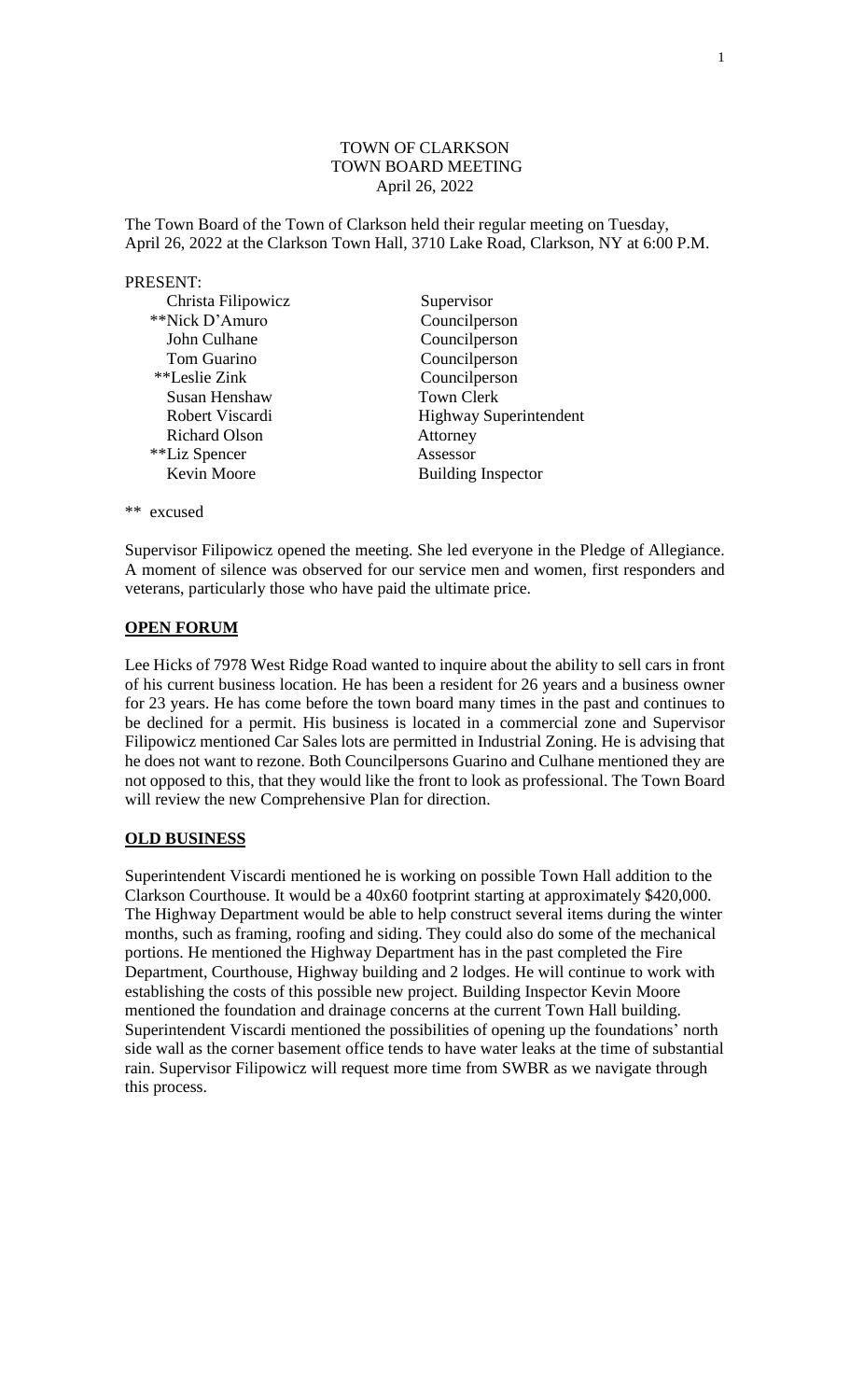TOWN OF CLARKSON
TOWN BOARD MEETING
April 26, 2022

The Town Board of the Town of Clarkson held their regular meeting on Tuesday, April 26, 2022 at the Clarkson Town Hall, 3710 Lake Road, Clarkson, NY at 6:00 P.M.

PRESENT:

| | |
|---|---|
| Christa Filipowicz | Supervisor |
| **Nick D'Amuro | Councilperson |
| John Culhane | Councilperson |
| Tom Guarino | Councilperson |
| **Leslie Zink | Councilperson |
| Susan Henshaw | Town Clerk |
| Robert Viscardi | Highway Superintendent |
| Richard Olson | Attorney |
| **Liz Spencer | Assessor |
| Kevin Moore | Building Inspector |

** excused

Supervisor Filipowicz opened the meeting. She led everyone in the Pledge of Allegiance. A moment of silence was observed for our service men and women, first responders and veterans, particularly those who have paid the ultimate price.

**OPEN FORUM**

Lee Hicks of 7978 West Ridge Road wanted to inquire about the ability to sell cars in front of his current business location. He has been a resident for 26 years and a business owner for 23 years. He has come before the town board many times in the past and continues to be declined for a permit. His business is located in a commercial zone and Supervisor Filipowicz mentioned Car Sales lots are permitted in Industrial Zoning. He is advising that he does not want to rezone. Both Councilpersons Guarino and Culhane mentioned they are not opposed to this, that they would like the front to look as professional. The Town Board will review the new Comprehensive Plan for direction.

**OLD BUSINESS**

Superintendent Viscardi mentioned he is working on possible Town Hall addition to the Clarkson Courthouse. It would be a 40x60 footprint starting at approximately $420,000. The Highway Department would be able to help construct several items during the winter months, such as framing, roofing and siding. They could also do some of the mechanical portions. He mentioned the Highway Department has in the past completed the Fire Department, Courthouse, Highway building and 2 lodges. He will continue to work with establishing the costs of this possible new project. Building Inspector Kevin Moore mentioned the foundation and drainage concerns at the current Town Hall building. Superintendent Viscardi mentioned the possibilities of opening up the foundations' north side wall as the corner basement office tends to have water leaks at the time of substantial rain. Supervisor Filipowicz will request more time from SWBR as we navigate through this process.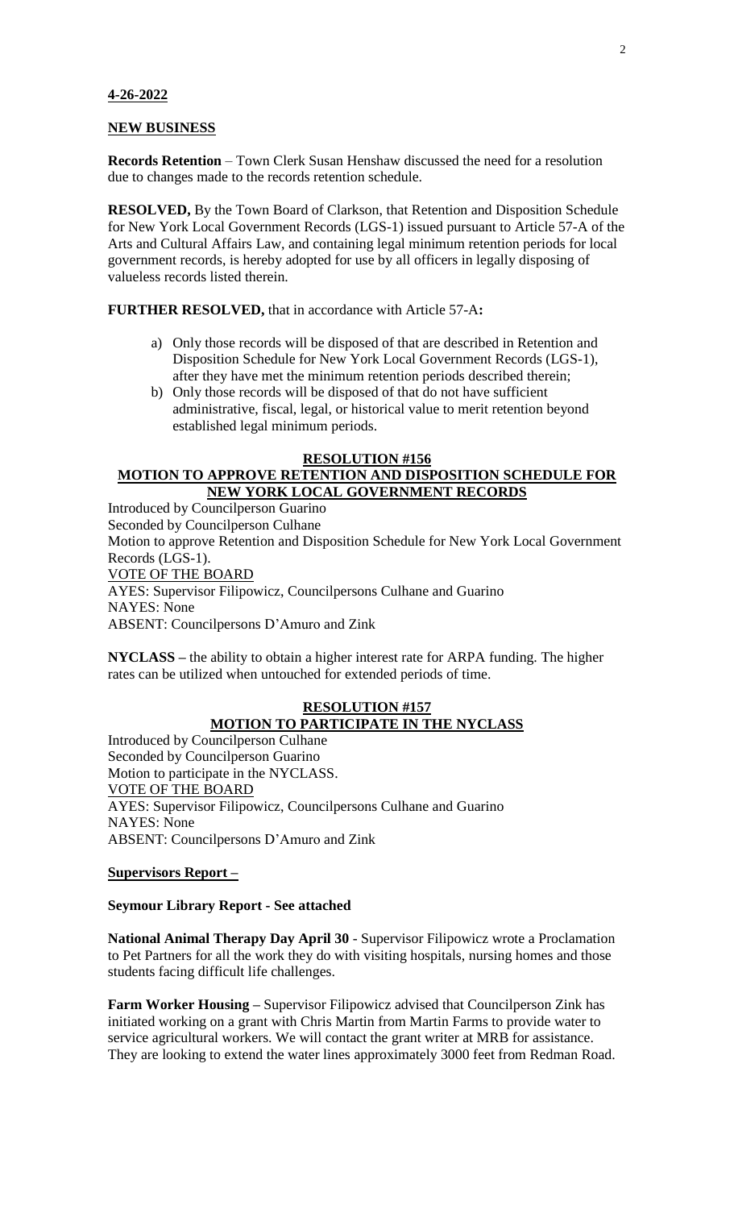**4-26-2022**

**NEW BUSINESS**

**Records Retention** – Town Clerk Susan Henshaw discussed the need for a resolution due to changes made to the records retention schedule.

**RESOLVED,** By the Town Board of Clarkson, that Retention and Disposition Schedule for New York Local Government Records (LGS-1) issued pursuant to Article 57-A of the Arts and Cultural Affairs Law, and containing legal minimum retention periods for local government records, is hereby adopted for use by all officers in legally disposing of valueless records listed therein.

**FURTHER RESOLVED,** that in accordance with Article 57-A**:**

a) Only those records will be disposed of that are described in Retention and Disposition Schedule for New York Local Government Records (LGS-1), after they have met the minimum retention periods described therein;
b) Only those records will be disposed of that do not have sufficient administrative, fiscal, legal, or historical value to merit retention beyond established legal minimum periods.

**RESOLUTION #156**
**MOTION TO APPROVE RETENTION AND DISPOSITION SCHEDULE FOR NEW YORK LOCAL GOVERNMENT RECORDS**

Introduced by Councilperson Guarino
Seconded by Councilperson Culhane
Motion to approve Retention and Disposition Schedule for New York Local Government Records (LGS-1).
VOTE OF THE BOARD
AYES: Supervisor Filipowicz, Councilpersons Culhane and Guarino
NAYES: None
ABSENT: Councilpersons D'Amuro and Zink

**NYCLASS –** the ability to obtain a higher interest rate for ARPA funding. The higher rates can be utilized when untouched for extended periods of time.

**RESOLUTION #157**
**MOTION TO PARTICIPATE IN THE NYCLASS**

Introduced by Councilperson Culhane
Seconded by Councilperson Guarino
Motion to participate in the NYCLASS.
VOTE OF THE BOARD
AYES: Supervisor Filipowicz, Councilpersons Culhane and Guarino
NAYES: None
ABSENT: Councilpersons D'Amuro and Zink

**Supervisors Report –**

**Seymour Library Report - See attached**

**National Animal Therapy Day April 30** - Supervisor Filipowicz wrote a Proclamation to Pet Partners for all the work they do with visiting hospitals, nursing homes and those students facing difficult life challenges.

**Farm Worker Housing –** Supervisor Filipowicz advised that Councilperson Zink has initiated working on a grant with Chris Martin from Martin Farms to provide water to service agricultural workers. We will contact the grant writer at MRB for assistance. They are looking to extend the water lines approximately 3000 feet from Redman Road.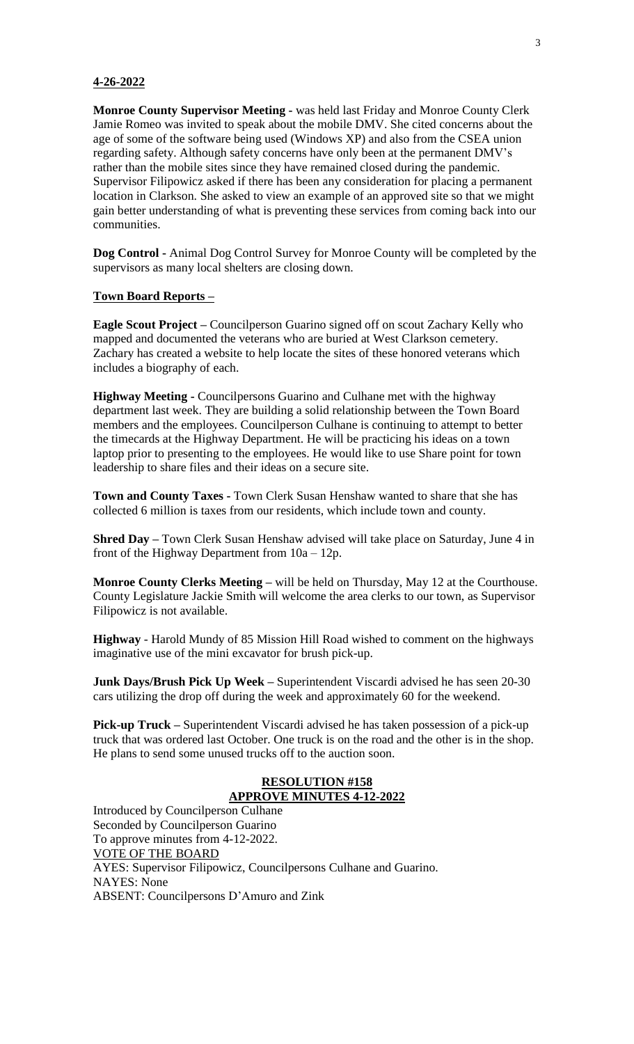**4-26-2022**

**Monroe County Supervisor Meeting -** was held last Friday and Monroe County Clerk Jamie Romeo was invited to speak about the mobile DMV. She cited concerns about the age of some of the software being used (Windows XP) and also from the CSEA union regarding safety. Although safety concerns have only been at the permanent DMV's rather than the mobile sites since they have remained closed during the pandemic. Supervisor Filipowicz asked if there has been any consideration for placing a permanent location in Clarkson. She asked to view an example of an approved site so that we might gain better understanding of what is preventing these services from coming back into our communities.

**Dog Control -** Animal Dog Control Survey for Monroe County will be completed by the supervisors as many local shelters are closing down.

**Town Board Reports –**

**Eagle Scout Project –** Councilperson Guarino signed off on scout Zachary Kelly who mapped and documented the veterans who are buried at West Clarkson cemetery. Zachary has created a website to help locate the sites of these honored veterans which includes a biography of each.

**Highway Meeting -** Councilpersons Guarino and Culhane met with the highway department last week. They are building a solid relationship between the Town Board members and the employees. Councilperson Culhane is continuing to attempt to better the timecards at the Highway Department. He will be practicing his ideas on a town laptop prior to presenting to the employees. He would like to use Share point for town leadership to share files and their ideas on a secure site.

**Town and County Taxes -** Town Clerk Susan Henshaw wanted to share that she has collected 6 million is taxes from our residents, which include town and county.

**Shred Day –** Town Clerk Susan Henshaw advised will take place on Saturday, June 4 in front of the Highway Department from 10a – 12p.

**Monroe County Clerks Meeting –** will be held on Thursday, May 12 at the Courthouse. County Legislature Jackie Smith will welcome the area clerks to our town, as Supervisor Filipowicz is not available.

**Highway -** Harold Mundy of 85 Mission Hill Road wished to comment on the highways imaginative use of the mini excavator for brush pick-up.

**Junk Days/Brush Pick Up Week –** Superintendent Viscardi advised he has seen 20-30 cars utilizing the drop off during the week and approximately 60 for the weekend.

**Pick-up Truck –** Superintendent Viscardi advised he has taken possession of a pick-up truck that was ordered last October. One truck is on the road and the other is in the shop. He plans to send some unused trucks off to the auction soon.

**RESOLUTION #158**
**APPROVE MINUTES 4-12-2022**

Introduced by Councilperson Culhane
Seconded by Councilperson Guarino
To approve minutes from 4-12-2022.
VOTE OF THE BOARD
AYES: Supervisor Filipowicz, Councilpersons Culhane and Guarino.
NAYES: None
ABSENT: Councilpersons D'Amuro and Zink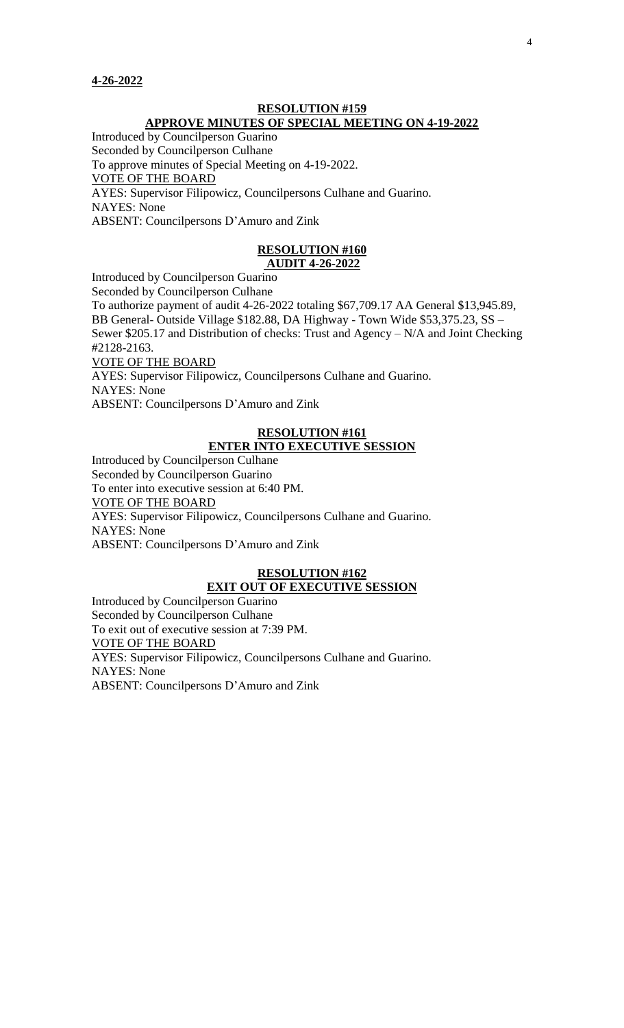**4-26-2022**

**RESOLUTION #159**
**APPROVE MINUTES OF SPECIAL MEETING ON 4-19-2022**

Introduced by Councilperson Guarino
Seconded by Councilperson Culhane
To approve minutes of Special Meeting on 4-19-2022.
VOTE OF THE BOARD
AYES: Supervisor Filipowicz, Councilpersons Culhane and Guarino.
NAYES: None
ABSENT: Councilpersons D'Amuro and Zink

**RESOLUTION #160**
**AUDIT 4-26-2022**

Introduced by Councilperson Guarino
Seconded by Councilperson Culhane
To authorize payment of audit 4-26-2022 totaling $67,709.17 AA General $13,945.89, BB General- Outside Village $182.88, DA Highway - Town Wide $53,375.23, SS – Sewer $205.17 and Distribution of checks: Trust and Agency – N/A and Joint Checking #2128-2163.
VOTE OF THE BOARD
AYES: Supervisor Filipowicz, Councilpersons Culhane and Guarino.
NAYES: None
ABSENT: Councilpersons D'Amuro and Zink

**RESOLUTION #161**
**ENTER INTO EXECUTIVE SESSION**

Introduced by Councilperson Culhane
Seconded by Councilperson Guarino
To enter into executive session at 6:40 PM.
VOTE OF THE BOARD
AYES: Supervisor Filipowicz, Councilpersons Culhane and Guarino.
NAYES: None
ABSENT: Councilpersons D'Amuro and Zink

**RESOLUTION #162**
**EXIT OUT OF EXECUTIVE SESSION**

Introduced by Councilperson Guarino
Seconded by Councilperson Culhane
To exit out of executive session at 7:39 PM.
VOTE OF THE BOARD
AYES: Supervisor Filipowicz, Councilpersons Culhane and Guarino.
NAYES: None
ABSENT: Councilpersons D'Amuro and Zink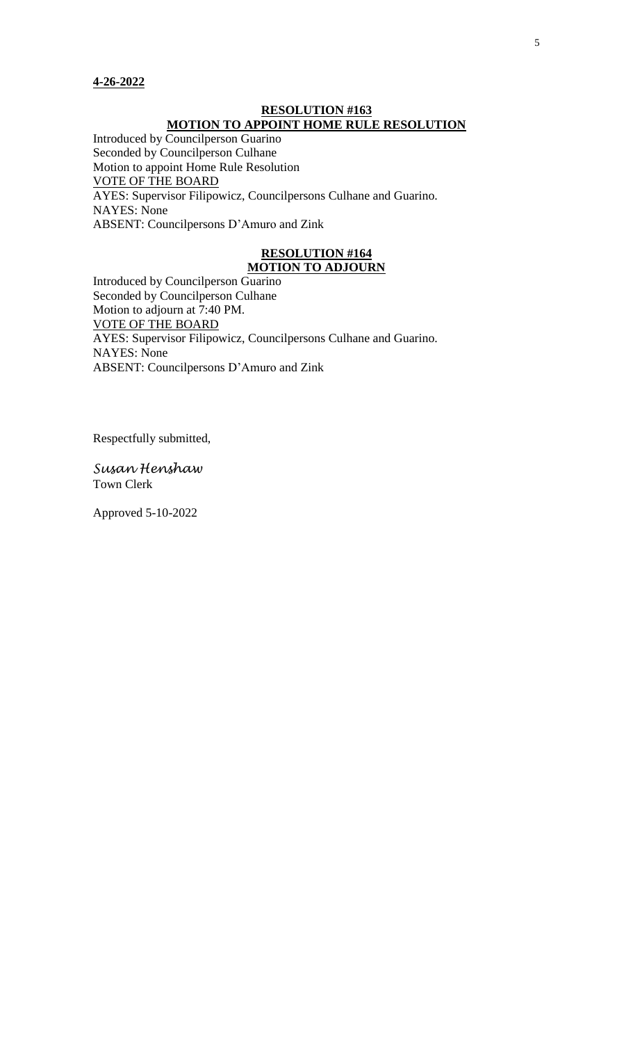**4-26-2022**

**RESOLUTION #163**
**MOTION TO APPOINT HOME RULE RESOLUTION**

Introduced by Councilperson Guarino
Seconded by Councilperson Culhane
Motion to appoint Home Rule Resolution
VOTE OF THE BOARD
AYES: Supervisor Filipowicz, Councilpersons Culhane and Guarino.
NAYES: None
ABSENT: Councilpersons D'Amuro and Zink

**RESOLUTION #164**
**MOTION TO ADJOURN**

Introduced by Councilperson Guarino
Seconded by Councilperson Culhane
Motion to adjourn at 7:40 PM.
VOTE OF THE BOARD
AYES: Supervisor Filipowicz, Councilpersons Culhane and Guarino.
NAYES: None
ABSENT: Councilpersons D'Amuro and Zink

Respectfully submitted,

*Susan Henshaw*
Town Clerk

Approved 5-10-2022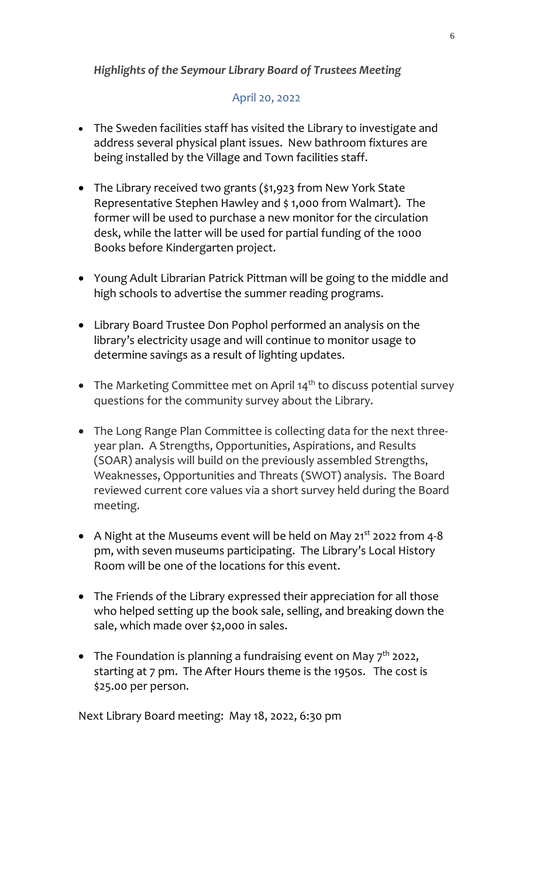***Highlights of the Seymour Library Board of Trustees Meeting***

April 20, 2022

- The Sweden facilities staff has visited the Library to investigate and address several physical plant issues. New bathroom fixtures are being installed by the Village and Town facilities staff.

- The Library received two grants ($1,923 from New York State Representative Stephen Hawley and $ 1,000 from Walmart). The former will be used to purchase a new monitor for the circulation desk, while the latter will be used for partial funding of the 1000 Books before Kindergarten project.

- Young Adult Librarian Patrick Pittman will be going to the middle and high schools to advertise the summer reading programs.

- Library Board Trustee Don Pophol performed an analysis on the library's electricity usage and will continue to monitor usage to determine savings as a result of lighting updates.

- The Marketing Committee met on April 14th to discuss potential survey questions for the community survey about the Library.

- The Long Range Plan Committee is collecting data for the next three-year plan. A Strengths, Opportunities, Aspirations, and Results (SOAR) analysis will build on the previously assembled Strengths, Weaknesses, Opportunities and Threats (SWOT) analysis. The Board reviewed current core values via a short survey held during the Board meeting.

- A Night at the Museums event will be held on May 21st 2022 from 4-8 pm, with seven museums participating. The Library's Local History Room will be one of the locations for this event.

- The Friends of the Library expressed their appreciation for all those who helped setting up the book sale, selling, and breaking down the sale, which made over $2,000 in sales.

- The Foundation is planning a fundraising event on May 7th 2022, starting at 7 pm. The After Hours theme is the 1950s. The cost is $25.00 per person.

Next Library Board meeting: May 18, 2022, 6:30 pm